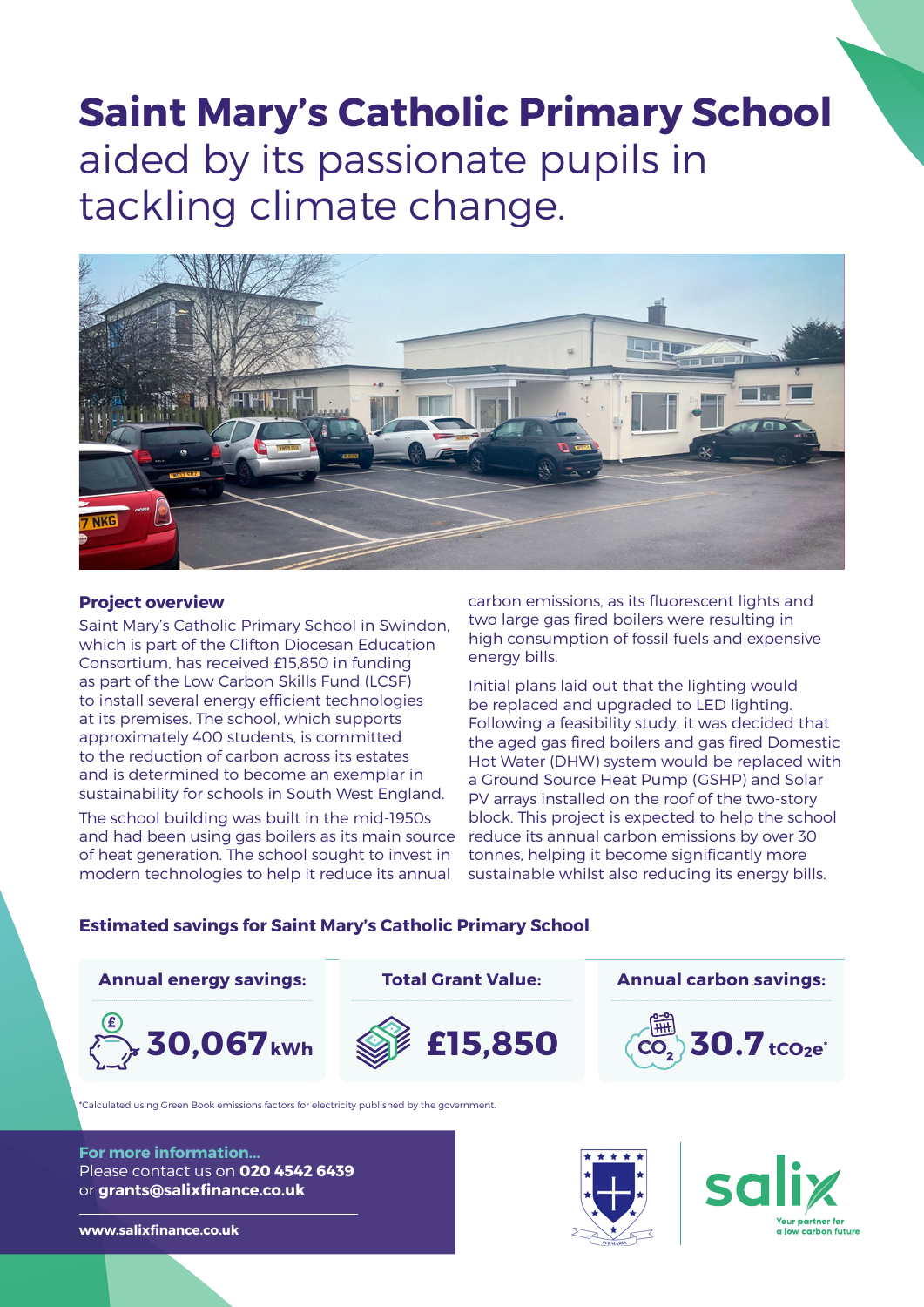# **Saint Mary's Catholic Primary School** aided by its passionate pupils in tackling climate change.

### Project overview

Saint Mary's Catholic Primary School in Swindon, which is part of the Clifton Diocesan Education Consortium, has received £15,850 in funding as part of the Low Carbon Skills Fund (LCSF) to install several energy efficient technologies at its premises. The school, which supports approximately 400 students, is committed to the reduction of carbon across its estates and is determined to become an exemplar in sustainability for schools in South West England.

The school building was built in the mid-1950s and had been using gas boilers as its main source of heat generation. The school sought to invest in modern technologies to help it reduce its annual carbon emissions, as its fluorescent lights and two large gas fired boilers were resulting in high consumption of fossil fuels and expensive energy bills.

Initial plans laid out that the lighting would be replaced and upgraded to LED lighting. Following a feasibility study, it was decided that the aged gas fired boilers and gas fired Domestic Hot Water (DHW) system would be replaced with a Ground Source Heat Pump (GSHP) and Solar PV arrays installed on the roof of the two-story block. This project is expected to help the school reduce its annual carbon emissions by over 30 tonnes, helping it become significantly more sustainable whilst also reducing its energy bills.

### Estimated savings for Saint Mary's Catholic Primary School

| Annual energy savings: | Total Grant Value: | Annual carbon savings: |
|---|---|---|
| **30,067** kWh | **£15,850** | **30.7** $tCO_2e$* |

*Calculated using Green Book emissions factors for electricity published by the government.

**For more information...**
Please contact us on **020 4542 6439**
or **grants@salixfinance.co.uk**

**www.salixfinance.co.uk**

salix – Your partner for a low carbon future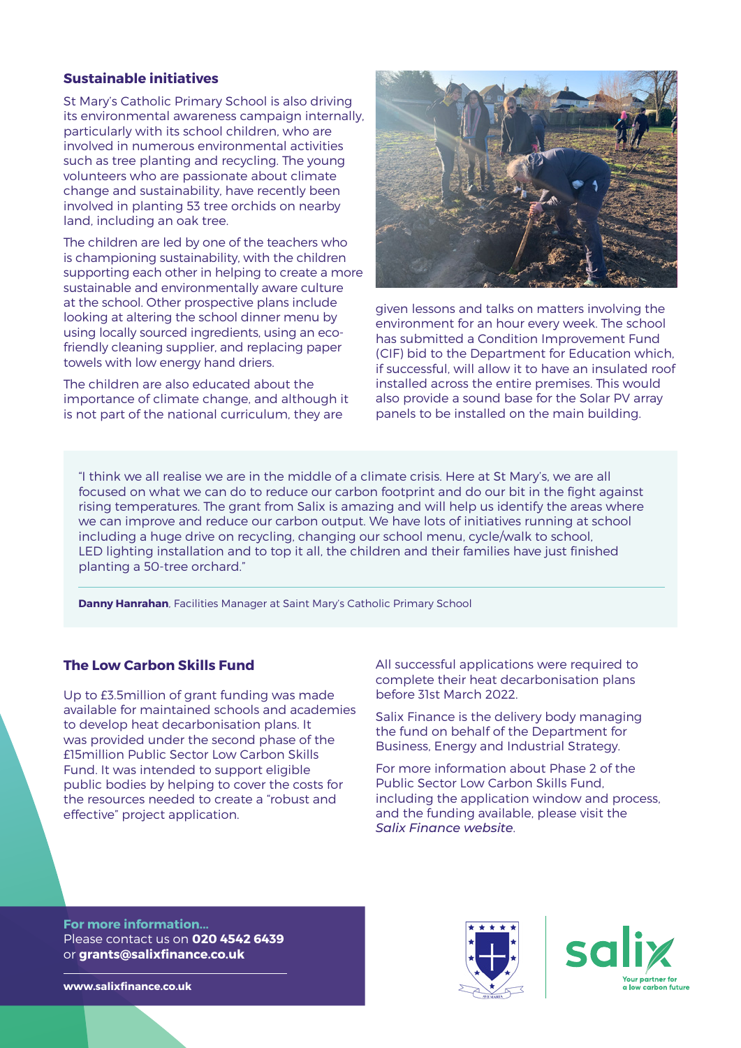## Sustainable initiatives

St Mary's Catholic Primary School is also driving its environmental awareness campaign internally, particularly with its school children, who are involved in numerous environmental activities such as tree planting and recycling. The young volunteers who are passionate about climate change and sustainability, have recently been involved in planting 53 tree orchids on nearby land, including an oak tree.

The children are led by one of the teachers who is championing sustainability, with the children supporting each other in helping to create a more sustainable and environmentally aware culture at the school. Other prospective plans include looking at altering the school dinner menu by using locally sourced ingredients, using an eco-friendly cleaning supplier, and replacing paper towels with low energy hand driers.

The children are also educated about the importance of climate change, and although it is not part of the national curriculum, they are given lessons and talks on matters involving the environment for an hour every week. The school has submitted a Condition Improvement Fund (CIF) bid to the Department for Education which, if successful, will allow it to have an insulated roof installed across the entire premises. This would also provide a sound base for the Solar PV array panels to be installed on the main building.

"I think we all realise we are in the middle of a climate crisis. Here at St Mary's, we are all focused on what we can do to reduce our carbon footprint and do our bit in the fight against rising temperatures. The grant from Salix is amazing and will help us identify the areas where we can improve and reduce our carbon output. We have lots of initiatives running at school including a huge drive on recycling, changing our school menu, cycle/walk to school, LED lighting installation and to top it all, the children and their families have just finished planting a 50-tree orchard."

**Danny Hanrahan**, Facilities Manager at Saint Mary's Catholic Primary School

## The Low Carbon Skills Fund

Up to £3.5million of grant funding was made available for maintained schools and academies to develop heat decarbonisation plans. It was provided under the second phase of the £15million Public Sector Low Carbon Skills Fund. It was intended to support eligible public bodies by helping to cover the costs for the resources needed to create a "robust and effective" project application.

All successful applications were required to complete their heat decarbonisation plans before 31st March 2022.

Salix Finance is the delivery body managing the fund on behalf of the Department for Business, Energy and Industrial Strategy.

For more information about Phase 2 of the Public Sector Low Carbon Skills Fund, including the application window and process, and the funding available, please visit the *Salix Finance website*.

**For more information...**
Please contact us on **020 4542 6439** or **grants@salixfinance.co.uk**

**www.salixfinance.co.uk**

salix
Your partner for a low carbon future